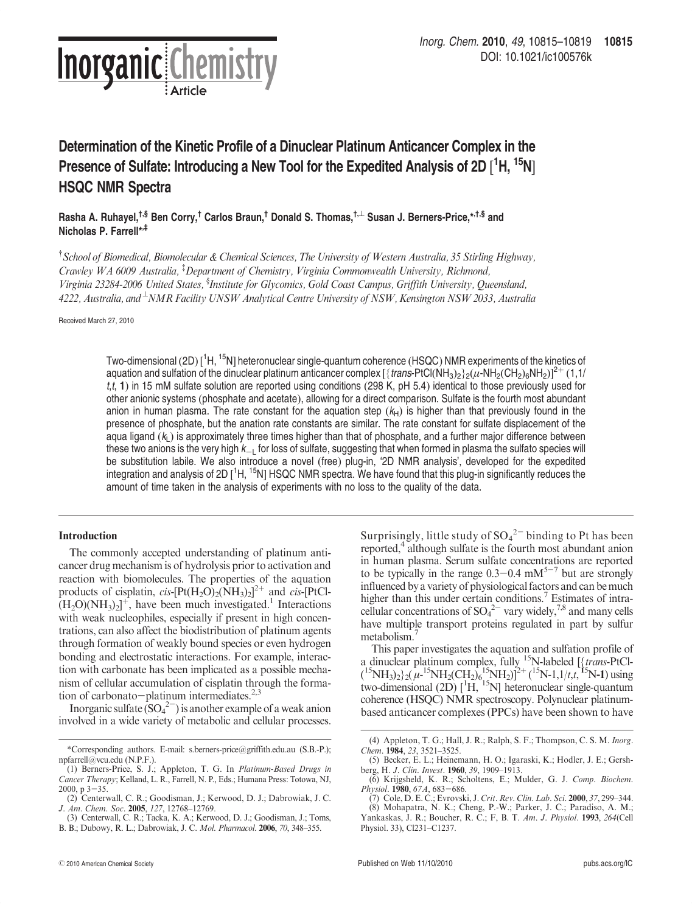# Determination of the Kinetic Profile of a Dinuclear Platinum Anticancer Complex in the Presence of Sulfate: Introducing a New Tool for the Expedited Analysis of 2D [$^1$H, $^{15}$N] HSQC NMR Spectra

**Rasha A. Ruhayel,[†,§] Ben Corry,[†] Carlos Braun,[†] Donald S. Thomas,[†,⊥] Susan J. Berners-Price,*[,†,§] and Nicholas P. Farrell*[,‡]**

[†]*School of Biomedical, Biomolecular & Chemical Sciences, The University of Western Australia, 35 Stirling Highway, Crawley WA 6009 Australia,* [‡]*Department of Chemistry, Virginia Commonwealth University, Richmond, Virginia 23284-2006 United States,* [§]*Institute for Glycomics, Gold Coast Campus, Griffith University, Queensland, 4222, Australia, and* [⊥]*NMR Facility UNSW Analytical Centre University of NSW, Kensington NSW 2033, Australia*

Received March 27, 2010

Two-dimensional (2D) [$^1$H, $^{15}$N] heteronuclear single-quantum coherence (HSQC) NMR experiments of the kinetics of aquation and sulfation of the dinuclear platinum anticancer complex [{*trans*-PtCl(NH$_3$)$_2$}$_2$($\mu$-NH$_2$(CH$_2$)$_6$NH$_2$)]$^{2+}$ (1,1/*t*,*t*, **1**) in 15 mM sulfate solution are reported using conditions (298 K, pH 5.4) identical to those previously used for other anionic systems (phosphate and acetate), allowing for a direct comparison. Sulfate is the fourth most abundant anion in human plasma. The rate constant for the aquation step ($k_H$) is higher than that previously found in the presence of phosphate, but the anation rate constants are similar. The rate constant for sulfate displacement of the aqua ligand ($k_L$) is approximately three times higher than that of phosphate, and a further major difference between these two anions is the very high $k_{-L}$ for loss of sulfate, suggesting that when formed in plasma the sulfato species will be substitution labile. We also introduce a novel (free) plug-in, '2D NMR analysis', developed for the expedited integration and analysis of 2D [$^1$H, $^{15}$N] HSQC NMR spectra. We have found that this plug-in significantly reduces the amount of time taken in the analysis of experiments with no loss to the quality of the data.

## Introduction

The commonly accepted understanding of platinum anticancer drug mechanism is of hydrolysis prior to activation and reaction with biomolecules. The properties of the aquation products of cisplatin, *cis*-[Pt(H$_2$O)$_2$(NH$_3$)$_2$]$^{2+}$ and *cis*-[PtCl(H$_2$O)(NH$_3$)$_2$]$^+$, have been much investigated.[1] Interactions with weak nucleophiles, especially if present in high concentrations, can also affect the biodistribution of platinum agents through formation of weakly bound species or even hydrogen bonding and electrostatic interactions. For example, interaction with carbonate has been implicated as a possible mechanism of cellular accumulation of cisplatin through the formation of carbonato–platinum intermediates.[2,3]

Inorganic sulfate (SO$_4^{2-}$) is another example of a weak anion involved in a wide variety of metabolic and cellular processes. Surprisingly, little study of SO$_4^{2-}$ binding to Pt has been reported,[4] although sulfate is the fourth most abundant anion in human plasma. Serum sulfate concentrations are reported to be typically in the range 0.3–0.4 mM[5–7] but are strongly influenced by a variety of physiological factors and can be much higher than this under certain conditions.[7] Estimates of intracellular concentrations of SO$_4^{2-}$ vary widely,[7,8] and many cells have multiple transport proteins regulated in part by sulfur metabolism.[7]

This paper investigates the aquation and sulfation profile of a dinuclear platinum complex, fully $^{15}$N-labeled [{*trans*-PtCl($^{15}$NH$_3$)$_2$}$_2$($\mu$-$^{15}$NH$_2$(CH$_2$)$_6$$^{15}$NH$_2$)]$^{2+}$ ($^{15}$N-1,1/*t*,*t*, $^{15}$N-**1**) using two-dimensional (2D) [$^1$H, $^{15}$N] heteronuclear single-quantum coherence (HSQC) NMR spectroscopy. Polynuclear platinum-based anticancer complexes (PPCs) have been shown to have

---

*Corresponding authors. E-mail: s.berners-price@griffith.edu.au (S.B.-P.); npfarrell@vcu.edu (N.P.F.).

(1) Berners-Price, S. J.; Appleton, T. G. In *Platinum-Based Drugs in Cancer Therapy*; Kelland, L. R., Farrell, N. P., Eds.; Humana Press: Totowa, NJ, 2000, p 3–35.

(2) Centerwall, C. R.; Goodisman, J.; Kerwood, D. J.; Dabrowiak, J. C. *J. Am. Chem. Soc*. **2005**, *127*, 12768–12769.

(3) Centerwall, C. R.; Tacka, K. A.; Kerwood, D. J.; Goodisman, J.; Toms, B. B.; Dubowy, R. L.; Dabrowiak, J. C. *Mol. Pharmacol*. **2006**, *70*, 348–355.

(4) Appleton, T. G.; Hall, J. R.; Ralph, S. F.; Thompson, C. S. M. *Inorg. Chem*. **1984**, *23*, 3521–3525.

(5) Becker, E. L.; Heinemann, H. O.; Igaraski, K.; Hodler, J. E.; Gershberg, H. *J. Clin. Invest*. **1960**, *39*, 1909–1913.

(6) Krijgsheld, K. R.; Scholtens, E.; Mulder, G. J. *Comp. Biochem. Physiol*. **1980**, *67A*, 683–686.

(7) Cole, D. E. C.; Evrovski, J. *Crit. Rev. Clin. Lab. Sci*. **2000**, *37*, 299–344.

(8) Mohapatra, N. K.; Cheng, P.-W.; Parker, J. C.; Paradiso, A. M.; Yankaskas, J. R.; Boucher, R. C.; F, B. T. *Am. J. Physiol*. **1993**, *264*(Cell Physiol. 33), Cl231–C1237.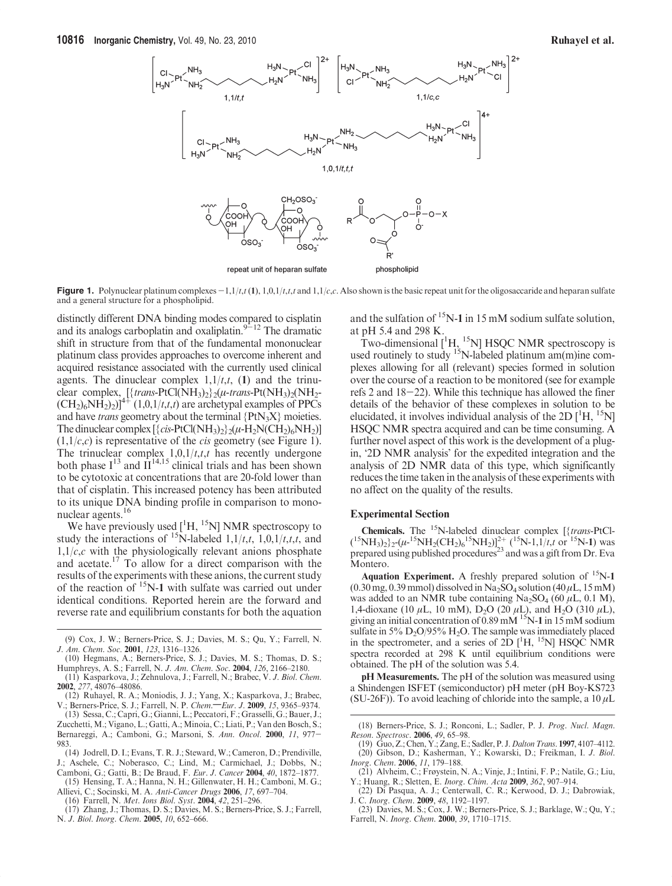**Figure 1.** Polynuclear platinum complexes −1,1/*t*,*t* (**1**), 1,0,1/*t*,*t*,*t* and 1,1/*c*,*c*. Also shown is the basic repeat unit for the oligosaccharide and heparan sulfate and a general structure for a phospholipid.

distinctly different DNA binding modes compared to cisplatin and its analogs carboplatin and oxaliplatin.[9−12] The dramatic shift in structure from that of the fundamental mononuclear platinum class provides approaches to overcome inherent and acquired resistance associated with the currently used clinical agents. The dinuclear complex 1,1/*t*,*t*, (**1**) and the trinuclear complex, $[\{trans\text{-PtCl}(NH_3)_2\}_2(\mu\text{-}trans\text{-Pt}(NH_3)_2(NH_2(CH_2)_6NH_2)_2)]^{4+}$ (1,0,1/*t*,*t*,*t*) are archetypal examples of PPCs and have *trans* geometry about the terminal $\{PtN_3X\}$ moieties. The dinuclear complex $[\{cis\text{-PtCl}(NH_3)_2\}_2(\mu\text{-}H_2N(CH_2)_6NH_2)]$ (1,1/*c*,*c*) is representative of the *cis* geometry (see Figure 1). The trinuclear complex 1,0,1/*t*,*t*,*t* has recently undergone both phase I[13] and II[14,15] clinical trials and has been shown to be cytotoxic at concentrations that are 20-fold lower than that of cisplatin. This increased potency has been attributed to its unique DNA binding profile in comparison to mononuclear agents.[16]

We have previously used [$^1$H, $^{15}$N] NMR spectroscopy to study the interactions of $^{15}$N-labeled 1,1/*t*,*t*, 1,0,1/*t*,*t*,*t*, and 1,1/*c*,*c* with the physiologically relevant anions phosphate and acetate.[17] To allow for a direct comparison with the results of the experiments with these anions, the current study of the reaction of $^{15}$N-**1** with sulfate was carried out under identical conditions. Reported herein are the forward and reverse rate and equilibrium constants for both the aquation and the sulfation of $^{15}$N-**1** in 15 mM sodium sulfate solution, at pH 5.4 and 298 K.

Two-dimensional [$^1$H, $^{15}$N] HSQC NMR spectroscopy is used routinely to study $^{15}$N-labeled platinum am(m)ine complexes allowing for all (relevant) species formed in solution over the course of a reaction to be monitored (see for example refs 2 and 18−22). While this technique has allowed the finer details of the behavior of these complexes in solution to be elucidated, it involves individual analysis of the 2D [$^1$H, $^{15}$N] HSQC NMR spectra acquired and can be time consuming. A further novel aspect of this work is the development of a plug-in, '2D NMR analysis' for the expedited integration and the analysis of 2D NMR data of this type, which significantly reduces the time taken in the analysis of these experiments with no affect on the quality of the results.

## Experimental Section

**Chemicals.** The $^{15}$N-labeled dinuclear complex $[\{trans\text{-PtCl}(^{15}NH_3)_2\}_2\text{-}(\mu\text{-}^{15}NH_2(CH_2)_6{}^{15}NH_2)]^{2+}$ ($^{15}$N-1,1/*t*,*t* or $^{15}$N-**1**) was prepared using published procedures[23] and was a gift from Dr. Eva Montero.

**Aquation Experiment.** A freshly prepared solution of $^{15}$N-**1** (0.30 mg, 0.39 mmol) dissolved in $Na_2SO_4$ solution (40 μL, 15 mM) was added to an NMR tube containing $Na_2SO_4$ (60 μL, 0.1 M), 1,4-dioxane (10 μL, 10 mM), $D_2O$ (20 μL), and $H_2O$ (310 μL), giving an initial concentration of 0.89 mM $^{15}$N-**1** in 15 mM sodium sulfate in 5% $D_2O$/95% $H_2O$. The sample was immediately placed in the spectrometer, and a series of 2D [$^1$H, $^{15}$N] HSQC NMR spectra recorded at 298 K until equilibrium conditions were obtained. The pH of the solution was 5.4.

**pH Measurements.** The pH of the solution was measured using a Shindengen ISFET (semiconductor) pH meter (pH Boy-KS723 (SU-26F)). To avoid leaching of chloride into the sample, a 10 μL

(9) Cox, J. W.; Berners-Price, S. J.; Davies, M. S.; Qu, Y.; Farrell, N. *J. Am. Chem. Soc.* **2001**, *123*, 1316–1326.
(10) Hegmans, A.; Berners-Price, S. J.; Davies, M. S.; Thomas, D. S.; Humphreys, A. S.; Farrell, N. *J. Am. Chem. Soc.* **2004**, *126*, 2166–2180.
(11) Kasparkova, J.; Zehnulova, J.; Farrell, N.; Brabec, V. *J. Biol. Chem.* **2002**, *277*, 48076–48086.
(12) Ruhayel, R. A.; Moniodis, J. J.; Yang, X.; Kasparkova, J.; Brabec, V.; Berners-Price, S. J.; Farrell, N. P. *Chem.—Eur. J.* **2009**, *15*, 9365–9374.
(13) Sessa, C.; Capri, G.; Gianni, L.; Peccatori, F.; Grasselli, G.; Bauer, J.; Zucchetti, M.; Vigano, L.; Gatti, A.; Minoia, C.; Liati, P.; Van den Bosch, S.; Bernareggi, A.; Camboni, G.; Marsoni, S. *Ann. Oncol.* **2000**, *11*, 977–983.
(14) Jodrell, D. I.; Evans, T. R. J.; Steward, W.; Cameron, D.; Prendiville, J.; Aschele, C.; Noberasco, C.; Lind, M.; Carmichael, J.; Dobbs, N.; Camboni, G.; Gatti, B.; De Braud, F. *Eur. J. Cancer* **2004**, *40*, 1872–1877.
(15) Hensing, T. A.; Hanna, N. H.; Gillenwater, H. H.; Camboni, M. G.; Allievi, C.; Socinski, M. A. *Anti-Cancer Drugs* **2006**, *17*, 697–704.
(16) Farrell, N. *Met. Ions Biol. Syst.* **2004**, *42*, 251–296.
(17) Zhang, J.; Thomas, D. S.; Davies, M. S.; Berners-Price, S. J.; Farrell, N. *J. Biol. Inorg. Chem.* **2005**, *10*, 652–666.
(18) Berners-Price, S. J.; Ronconi, L.; Sadler, P. J. *Prog. Nucl. Magn. Reson. Spectrosc.* **2006**, *49*, 65–98.
(19) Guo, Z.; Chen, Y.; Zang, E.; Sadler, P. J. *Dalton Trans.* **1997**, 4107–4112.
(20) Gibson, D.; Kasherman, Y.; Kowarski, D.; Freikman, I. *J. Biol. Inorg. Chem.* **2006**, *11*, 179–188.
(21) Alvheim, C.; Frøystein, N. A.; Vinje, J.; Intini, F. P.; Natile, G.; Liu, Y.; Huang, R.; Sletten, E. *Inorg. Chim. Acta* **2009**, *362*, 907–914.
(22) Di Pasqua, A. J.; Centerwall, C. R.; Kerwood, D. J.; Dabrowiak, J. C. *Inorg. Chem.* **2009**, *48*, 1192–1197.
(23) Davies, M. S.; Cox, J. W.; Berners-Price, S. J.; Barklage, W.; Qu, Y.; Farrell, N. *Inorg. Chem.* **2000**, *39*, 1710–1715.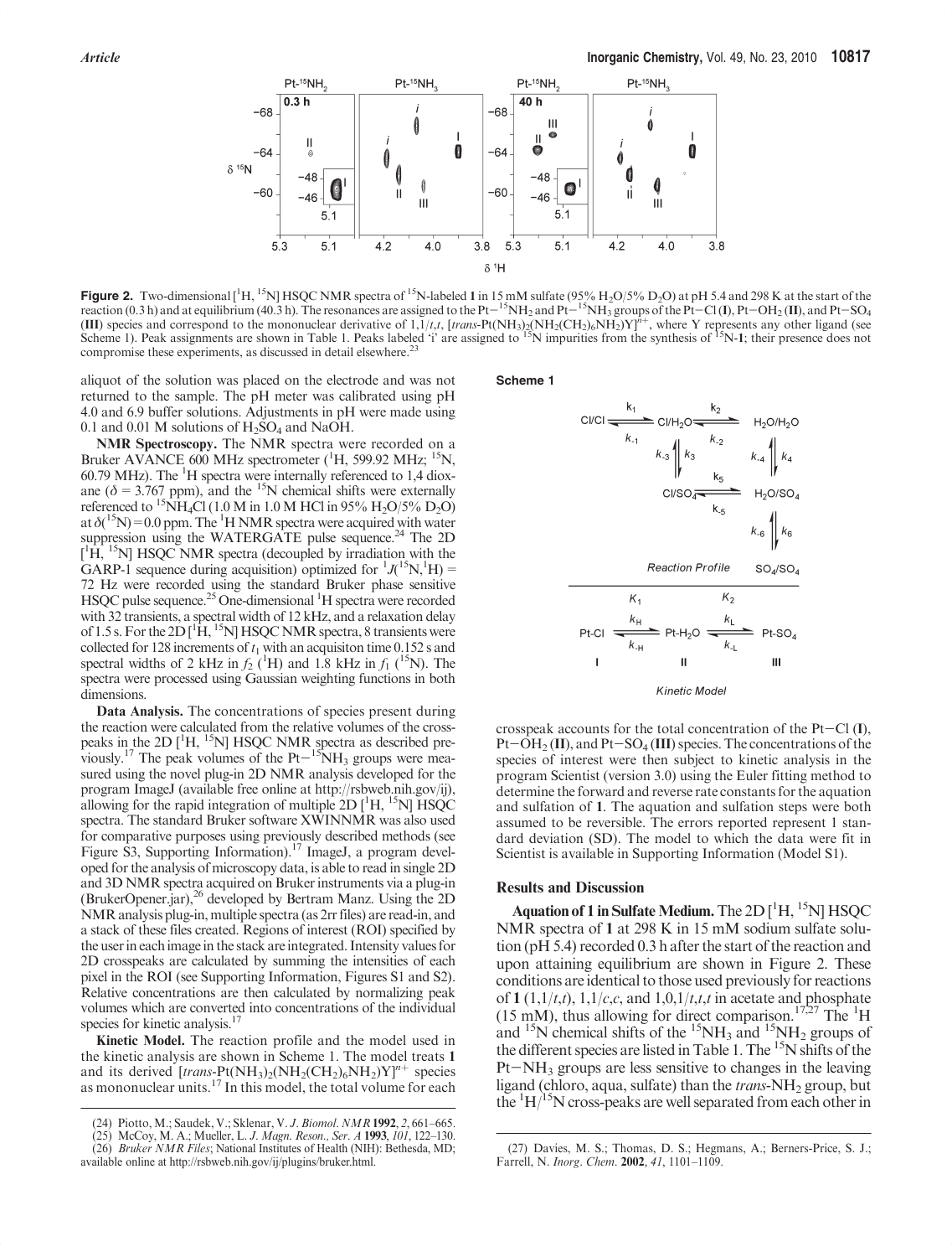**Figure 2.** Two-dimensional [$^{1}$H, $^{15}$N] HSQC NMR spectra of $^{15}$N-labeled **1** in 15 mM sulfate (95% $H_2O$/5% $D_2O$) at pH 5.4 and 298 K at the start of the reaction (0.3 h) and at equilibrium (40.3 h). The resonances are assigned to the Pt−$^{15}NH_2$ and Pt−$^{15}NH_3$ groups of the Pt−Cl (**I**), Pt−$OH_2$ (**II**), and Pt−$SO_4$ (**III**) species and correspond to the mononuclear derivative of 1,1/*t*,*t*, [*trans*-Pt($NH_3$)$_2$($NH_2(CH_2)_6NH_2$)Y]$^{n+}$, where Y represents any other ligand (see Scheme 1). Peak assignments are shown in Table 1. Peaks labeled 'i' are assigned to $^{15}$N impurities from the synthesis of $^{15}$N-**1**; their presence does not compromise these experiments, as discussed in detail elsewhere.[23]

aliquot of the solution was placed on the electrode and was not returned to the sample. The pH meter was calibrated using pH 4.0 and 6.9 buffer solutions. Adjustments in pH were made using 0.1 and 0.01 M solutions of $H_2SO_4$ and NaOH.

**NMR Spectroscopy.** The NMR spectra were recorded on a Bruker AVANCE 600 MHz spectrometer ($^{1}$H, 599.92 MHz; $^{15}$N, 60.79 MHz). The $^{1}$H spectra were internally referenced to 1,4 dioxane ($\delta$ = 3.767 ppm), and the $^{15}$N chemical shifts were externally referenced to $^{15}NH_4Cl$ (1.0 M in 1.0 M HCl in 95% $H_2O$/5% $D_2O$) at $\delta(^{15}N) = 0.0$ ppm. The $^{1}$H NMR spectra were acquired with water suppression using the WATERGATE pulse sequence.[24] The 2D [$^{1}$H, $^{15}$N] HSQC NMR spectra (decoupled by irradiation with the GARP-1 sequence during acquisition) optimized for $^{1}J(^{15}N,^{1}H)$ = 72 Hz were recorded using the standard Bruker phase sensitive HSQC pulse sequence.[25] One-dimensional $^{1}$H spectra were recorded with 32 transients, a spectral width of 12 kHz, and a relaxation delay of 1.5 s. For the 2D [$^{1}$H, $^{15}$N] HSQC NMR spectra, 8 transients were collected for 128 increments of $t_1$ with an acquisiton time 0.152 s and spectral widths of 2 kHz in $f_2$ ($^{1}$H) and 1.8 kHz in $f_1$ ($^{15}$N). The spectra were processed using Gaussian weighting functions in both dimensions.

**Data Analysis.** The concentrations of species present during the reaction were calculated from the relative volumes of the crosspeaks in the 2D [$^{1}$H, $^{15}$N] HSQC NMR spectra as described previously.[17] The peak volumes of the Pt−$^{15}NH_3$ groups were measured using the novel plug-in 2D NMR analysis developed for the program ImageJ (available free online at http://rsbweb.nih.gov/ij), allowing for the rapid integration of multiple 2D [$^{1}$H, $^{15}$N] HSQC spectra. The standard Bruker software XWINNMR was also used for comparative purposes using previously described methods (see Figure S3, Supporting Information).[17] ImageJ, a program developed for the analysis of microscopy data, is able to read in single 2D and 3D NMR spectra acquired on Bruker instruments via a plug-in (BrukerOpener.jar),[26] developed by Bertram Manz. Using the 2D NMR analysis plug-in, multiple spectra (as 2rr files) are read-in, and a stack of these files created. Regions of interest (ROI) specified by the user in each image in the stack are integrated. Intensity values for 2D crosspeaks are calculated by summing the intensities of each pixel in the ROI (see Supporting Information, Figures S1 and S2). Relative concentrations are then calculated by normalizing peak volumes which are converted into concentrations of the individual species for kinetic analysis.[17]

**Kinetic Model.** The reaction profile and the model used in the kinetic analysis are shown in Scheme 1. The model treats **1** and its derived [*trans*-Pt($NH_3$)$_2$($NH_2(CH_2)_6NH_2$)Y]$^{n+}$ species as mononuclear units.[17] In this model, the total volume for each

**Scheme 1**

*Reaction Profile*: Cl/Cl $\underset{k_{-1}}{\overset{k_1}{\rightleftharpoons}}$ Cl/$H_2O$ $\underset{k_{-2}}{\overset{k_2}{\rightleftharpoons}}$ $H_2O$/$H_2O$; Cl/$H_2O$ $\underset{k_{-3}}{\overset{k_3}{\rightleftharpoons}}$ Cl/$SO_4$; $H_2O$/$H_2O$ $\underset{k_{-4}}{\overset{k_4}{\rightleftharpoons}}$ $H_2O$/$SO_4$; Cl/$SO_4$ $\underset{k_{-5}}{\overset{k_5}{\rightleftharpoons}}$ $H_2O$/$SO_4$; $H_2O$/$SO_4$ $\underset{k_{-6}}{\overset{k_6}{\rightleftharpoons}}$ $SO_4$/$SO_4$

*Kinetic Model*: Pt-Cl (**I**) $\underset{k_{-H}}{\overset{k_H}{\rightleftharpoons}}$ ($K_1$) Pt-$H_2O$ (**II**) $\underset{k_{-L}}{\overset{k_L}{\rightleftharpoons}}$ ($K_2$) Pt-$SO_4$ (**III**)

crosspeak accounts for the total concentration of the Pt−Cl (**I**), Pt−$OH_2$ (**II**), and Pt−$SO_4$ (**III**) species. The concentrations of the species of interest were then subject to kinetic analysis in the program Scientist (version 3.0) using the Euler fitting method to determine the forward and reverse rate constants for the aquation and sulfation of **1**. The aquation and sulfation steps were both assumed to be reversible. The errors reported represent 1 standard deviation (SD). The model to which the data were fit in Scientist is available in Supporting Information (Model S1).

## Results and Discussion

**Aquation of 1 in Sulfate Medium.** The 2D [$^{1}$H, $^{15}$N] HSQC NMR spectra of **1** at 298 K in 15 mM sodium sulfate solution (pH 5.4) recorded 0.3 h after the start of the reaction and upon attaining equilibrium are shown in Figure 2. These conditions are identical to those used previously for reactions of **1** (1,1/*t*,*t*), 1,1/*c*,*c*, and 1,0,1/*t*,*t*,*t* in acetate and phosphate (15 mM), thus allowing for direct comparison.[17,27] The $^{1}$H and $^{15}$N chemical shifts of the $^{15}NH_3$ and $^{15}NH_2$ groups of the different species are listed in Table 1. The $^{15}$N shifts of the Pt−$NH_3$ groups are less sensitive to changes in the leaving ligand (chloro, aqua, sulfate) than the *trans*-$NH_2$ group, but the $^{1}$H/$^{15}$N cross-peaks are well separated from each other in

(24) Piotto, M.; Saudek, V.; Sklenar, V. *J. Biomol. NMR* **1992**, *2*, 661–665.
(25) McCoy, M. A.; Mueller, L. *J. Magn. Reson., Ser. A* **1993**, *101*, 122–130.
(26) *Bruker NMR Files*; National Institutes of Health (NIH): Bethesda, MD; available online at http://rsbweb.nih.gov/ij/plugins/bruker.html.
(27) Davies, M. S.; Thomas, D. S.; Hegmans, A.; Berners-Price, S. J.; Farrell, N. *Inorg. Chem.* **2002**, *41*, 1101–1109.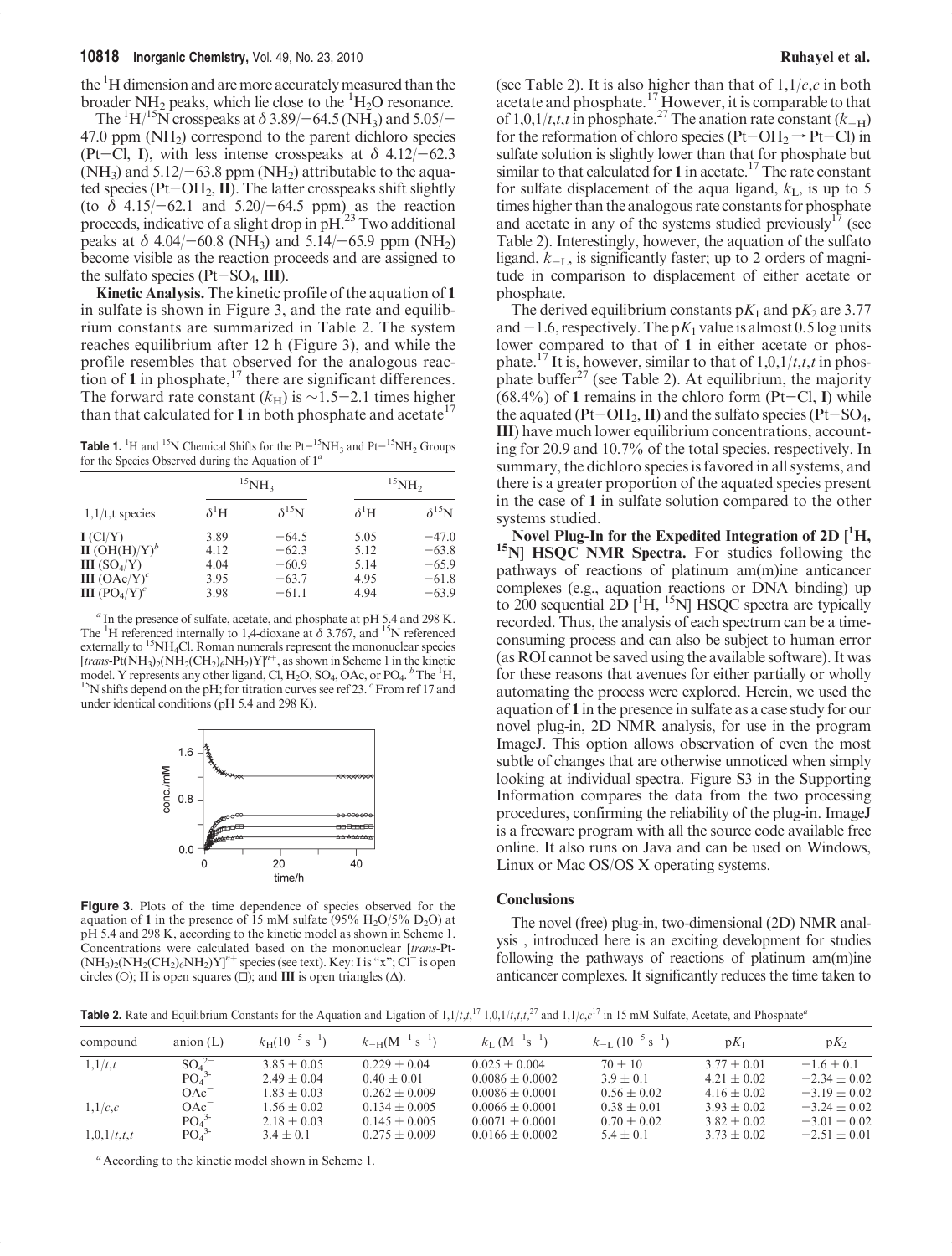the $^{1}$H dimension and are more accurately measured than the broader $NH_2$ peaks, which lie close to the $^{1}H_2O$ resonance.

The $^{1}$H/$^{15}$N crosspeaks at $\delta$ 3.89/−64.5 ($NH_3$) and 5.05/−47.0 ppm ($NH_2$) correspond to the parent dichloro species (Pt−Cl, **I**), with less intense crosspeaks at $\delta$ 4.12/−62.3 ($NH_3$) and 5.12/−63.8 ppm ($NH_2$) attributable to the aquated species (Pt−$OH_2$, **II**). The latter crosspeaks shift slightly (to $\delta$ 4.15/−62.1 and 5.20/−64.5 ppm) as the reaction proceeds, indicative of a slight drop in pH.[23] Two additional peaks at $\delta$ 4.04/−60.8 ($NH_3$) and 5.14/−65.9 ppm ($NH_2$) become visible as the reaction proceeds and are assigned to the sulfato species (Pt−$SO_4$, **III**).

**Kinetic Analysis.** The kinetic profile of the aquation of **1** in sulfate is shown in Figure 3, and the rate and equilibrium constants are summarized in Table 2. The system reaches equilibrium after 12 h (Figure 3), and while the profile resembles that observed for the analogous reaction of **1** in phosphate,[17] there are significant differences. The forward rate constant ($k_H$) is ∼1.5−2.1 times higher than that calculated for **1** in both phosphate and acetate[17] (see Table 2). It is also higher than that of 1,1/*c*,*c* in both acetate and phosphate.[17] However, it is comparable to that of 1,0,1/*t*,*t*,*t* in phosphate.[27] The anation rate constant ($k_{-H}$) for the reformation of chloro species (Pt−$OH_2$ → Pt−Cl) in sulfate solution is slightly lower than that for phosphate but similar to that calculated for **1** in acetate.[17] The rate constant for sulfate displacement of the aqua ligand, $k_L$, is up to 5 times higher than the analogous rate constants for phosphate and acetate in any of the systems studied previously[17] (see Table 2). Interestingly, however, the aquation of the sulfato ligand, $k_{-L}$, is significantly faster; up to 2 orders of magnitude in comparison to displacement of either acetate or phosphate.

The derived equilibrium constants $pK_1$ and $pK_2$ are 3.77 and −1.6, respectively. The $pK_1$ value is almost 0.5 log units lower compared to that of **1** in either acetate or phosphate.[17] It is, however, similar to that of 1,0,1/*t*,*t*,*t* in phosphate buffer[27] (see Table 2). At equilibrium, the majority (68.4%) of **1** remains in the chloro form (Pt−Cl, **I**) while the aquated (Pt−$OH_2$, **II**) and the sulfato species (Pt−$SO_4$, **III**) have much lower equilibrium concentrations, accounting for 20.9 and 10.7% of the total species, respectively. In summary, the dichloro species is favored in all systems, and there is a greater proportion of the aquated species present in the case of **1** in sulfate solution compared to the other systems studied.

**Table 1.** $^{1}$H and $^{15}$N Chemical Shifts for the Pt−$^{15}NH_3$ and Pt−$^{15}NH_2$ Groups for the Species Observed during the Aquation of **1**[a]

| | $^{15}NH_3$ | | $^{15}NH_2$ | |
|---|---|---|---|---|
| 1,1/t,t species | $\delta^{1}$H | $\delta^{15}$N | $\delta^{1}$H | $\delta^{15}$N |
| **I** (Cl/Y) | 3.89 | −64.5 | 5.05 | −47.0 |
| **II** (OH(H)/Y)[b] | 4.12 | −62.3 | 5.12 | −63.8 |
| **III** ($SO_4$/Y) | 4.04 | −60.9 | 5.14 | −65.9 |
| **III** (OAc/Y)[c] | 3.95 | −63.7 | 4.95 | −61.8 |
| **III** ($PO_4$/Y)[c] | 3.98 | −61.1 | 4.94 | −63.9 |

[a] In the presence of sulfate, acetate, and phosphate at pH 5.4 and 298 K. The $^{1}$H referenced internally to 1,4-dioxane at $\delta$ 3.767, and $^{15}$N referenced externally to $^{15}NH_4Cl$. Roman numerals represent the mononuclear species [*trans*-Pt$(NH_3)_2(NH_2(CH_2)_6NH_2)Y]^{n+}$, as shown in Scheme 1 in the kinetic model. Y represents any other ligand, Cl, $H_2O$, $SO_4$, OAc, or $PO_4$. [b] The $^{1}$H, $^{15}$N shifts depend on the pH; for titration curves see ref 23. [c] From ref 17 and under identical conditions (pH 5.4 and 298 K).

**Figure 3.** Plots of the time dependence of species observed for the aquation of **1** in the presence of 15 mM sulfate (95% $H_2O$/5% $D_2O$) at pH 5.4 and 298 K, according to the kinetic model as shown in Scheme 1. Concentrations were calculated based on the mononuclear [*trans*-Pt$(NH_3)_2(NH_2(CH_2)_6NH_2)Y]^{n+}$ species (see text). Key: **I** is "x"; $Cl^-$ is open circles (○); **II** is open squares (□); and **III** is open triangles (Δ).

**Novel Plug-In for the Expedited Integration of 2D [$^{1}$H, $^{15}$N] HSQC NMR Spectra.** For studies following the pathways of reactions of platinum am(m)ine anticancer complexes (e.g., aquation reactions or DNA binding) up to 200 sequential 2D [$^{1}$H, $^{15}$N] HSQC spectra are typically recorded. Thus, the analysis of each spectrum can be a time-consuming process and can also be subject to human error (as ROI cannot be saved using the available software). It was for these reasons that avenues for either partially or wholly automating the process were explored. Herein, we used the aquation of **1** in the presence in sulfate as a case study for our novel plug-in, 2D NMR analysis, for use in the program ImageJ. This option allows observation of even the most subtle of changes that are otherwise unnoticed when simply looking at individual spectra. Figure S3 in the Supporting Information compares the data from the two processing procedures, confirming the reliability of the plug-in. ImageJ is a freeware program with all the source code available free online. It also runs on Java and can be used on Windows, Linux or Mac OS/OS X operating systems.

## Conclusions

The novel (free) plug-in, two-dimensional (2D) NMR analysis , introduced here is an exciting development for studies following the pathways of reactions of platinum am(m)ine anticancer complexes. It significantly reduces the time taken to

**Table 2.** Rate and Equilibrium Constants for the Aquation and Ligation of 1,1/*t*,*t*,[17] 1,0,1/*t*,*t*,*t*,[27] and 1,1/*c*,*c*[17] in 15 mM Sulfate, Acetate, and Phosphate[a]

| compound | anion (L) | $k_H$($10^{-5}$ $s^{-1}$) | $k_{-H}$($M^{-1}$ $s^{-1}$) | $k_L$ ($M^{-1}s^{-1}$) | $k_{-L}$ ($10^{-5}$ $s^{-1}$) | $pK_1$ | $pK_2$ |
|---|---|---|---|---|---|---|---|
| 1,1/*t*,*t* | $SO_4^{2-}$ | 3.85 ± 0.05 | 0.229 ± 0.04 | 0.025 ± 0.004 | 70 ± 10 | 3.77 ± 0.01 | −1.6 ± 0.1 |
| | $PO_4^{3-}$ | 2.49 ± 0.04 | 0.40 ± 0.01 | 0.0086 ± 0.0002 | 3.9 ± 0.1 | 4.21 ± 0.02 | −2.34 ± 0.02 |
| | $OAc^-$ | 1.83 ± 0.03 | 0.262 ± 0.009 | 0.0086 ± 0.0001 | 0.56 ± 0.02 | 4.16 ± 0.02 | −3.19 ± 0.02 |
| 1,1/*c*,*c* | $OAc^-$ | 1.56 ± 0.02 | 0.134 ± 0.005 | 0.0066 ± 0.0001 | 0.38 ± 0.01 | 3.93 ± 0.02 | −3.24 ± 0.02 |
| | $PO_4^{3-}$ | 2.18 ± 0.03 | 0.145 ± 0.005 | 0.0071 ± 0.0001 | 0.70 ± 0.02 | 3.82 ± 0.02 | −3.01 ± 0.02 |
| 1,0,1/*t*,*t*,*t* | $PO_4^{3-}$ | 3.4 ± 0.1 | 0.275 ± 0.009 | 0.0166 ± 0.0002 | 5.4 ± 0.1 | 3.73 ± 0.02 | −2.51 ± 0.01 |

[a] According to the kinetic model shown in Scheme 1.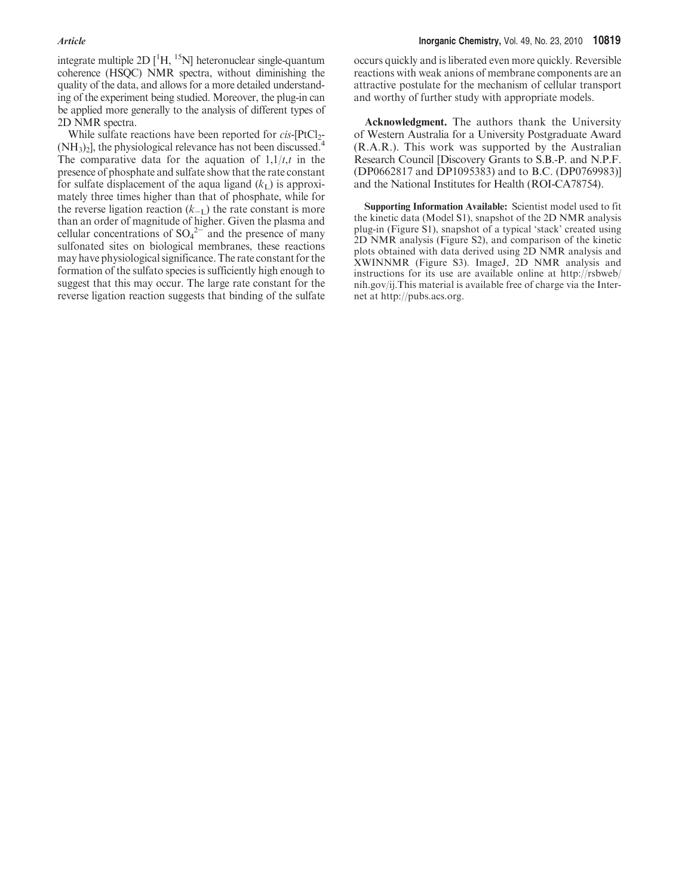integrate multiple 2D [$^1$H, $^{15}$N] heteronuclear single-quantum coherence (HSQC) NMR spectra, without diminishing the quality of the data, and allows for a more detailed understanding of the experiment being studied. Moreover, the plug-in can be applied more generally to the analysis of different types of 2D NMR spectra.

While sulfate reactions have been reported for *cis*-[$PtCl_2(NH_3)_2$], the physiological relevance has not been discussed.[4] The comparative data for the aquation of 1,1/*t*,*t* in the presence of phosphate and sulfate show that the rate constant for sulfate displacement of the aqua ligand ($k_L$) is approximately three times higher than that of phosphate, while for the reverse ligation reaction ($k_{-L}$) the rate constant is more than an order of magnitude of higher. Given the plasma and cellular concentrations of $SO_4^{2-}$ and the presence of many sulfonated sites on biological membranes, these reactions may have physiological significance. The rate constant for the formation of the sulfato species is sufficiently high enough to suggest that this may occur. The large rate constant for the reverse ligation reaction suggests that binding of the sulfate occurs quickly and is liberated even more quickly. Reversible reactions with weak anions of membrane components are an attractive postulate for the mechanism of cellular transport and worthy of further study with appropriate models.

**Acknowledgment.** The authors thank the University of Western Australia for a University Postgraduate Award (R.A.R.). This work was supported by the Australian Research Council [Discovery Grants to S.B.-P. and N.P.F. (DP0662817 and DP1095383) and to B.C. (DP0769983)] and the National Institutes for Health (ROI-CA78754).

**Supporting Information Available:** Scientist model used to fit the kinetic data (Model S1), snapshot of the 2D NMR analysis plug-in (Figure S1), snapshot of a typical 'stack' created using 2D NMR analysis (Figure S2), and comparison of the kinetic plots obtained with data derived using 2D NMR analysis and XWINNMR (Figure S3). ImageJ, 2D NMR analysis and instructions for its use are available online at http://rsbweb/nih.gov/ij.This material is available free of charge via the Internet at http://pubs.acs.org.